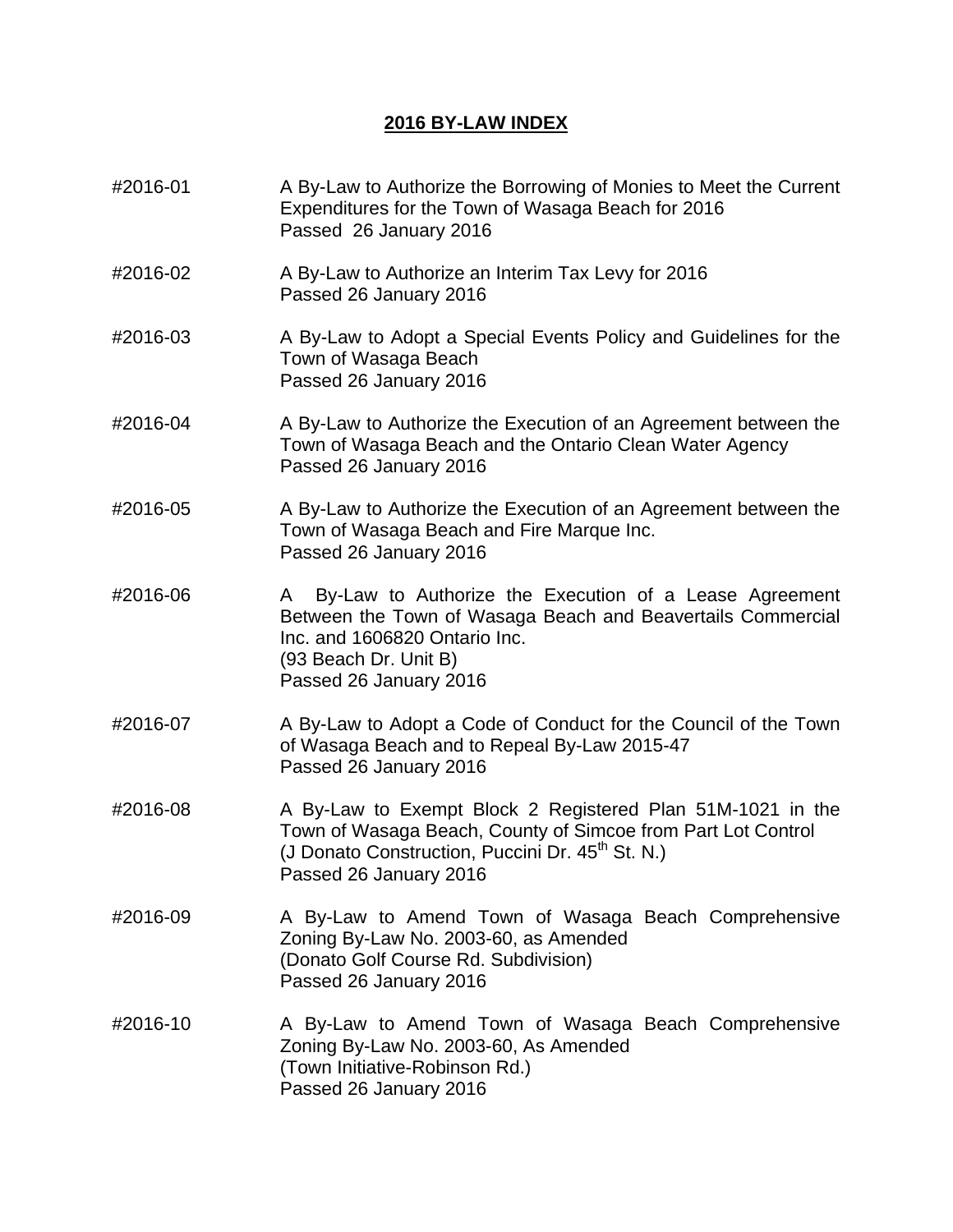# 2016 BY-LAW INDEX

#2016-01 A By-Law to Authorize the Borrowing of Monies to Meet the Current Expenditures for the Town of Wasaga Beach for 2016
Passed 26 January 2016

#2016-02 A By-Law to Authorize an Interim Tax Levy for 2016
Passed 26 January 2016

#2016-03 A By-Law to Adopt a Special Events Policy and Guidelines for the Town of Wasaga Beach
Passed 26 January 2016

#2016-04 A By-Law to Authorize the Execution of an Agreement between the Town of Wasaga Beach and the Ontario Clean Water Agency
Passed 26 January 2016

#2016-05 A By-Law to Authorize the Execution of an Agreement between the Town of Wasaga Beach and Fire Marque Inc.
Passed 26 January 2016

#2016-06 A By-Law to Authorize the Execution of a Lease Agreement Between the Town of Wasaga Beach and Beavertails Commercial Inc. and 1606820 Ontario Inc.
(93 Beach Dr. Unit B)
Passed 26 January 2016

#2016-07 A By-Law to Adopt a Code of Conduct for the Council of the Town of Wasaga Beach and to Repeal By-Law 2015-47
Passed 26 January 2016

#2016-08 A By-Law to Exempt Block 2 Registered Plan 51M-1021 in the Town of Wasaga Beach, County of Simcoe from Part Lot Control
(J Donato Construction, Puccini Dr. 45th St. N.)
Passed 26 January 2016

#2016-09 A By-Law to Amend Town of Wasaga Beach Comprehensive Zoning By-Law No. 2003-60, as Amended
(Donato Golf Course Rd. Subdivision)
Passed 26 January 2016

#2016-10 A By-Law to Amend Town of Wasaga Beach Comprehensive Zoning By-Law No. 2003-60, As Amended
(Town Initiative-Robinson Rd.)
Passed 26 January 2016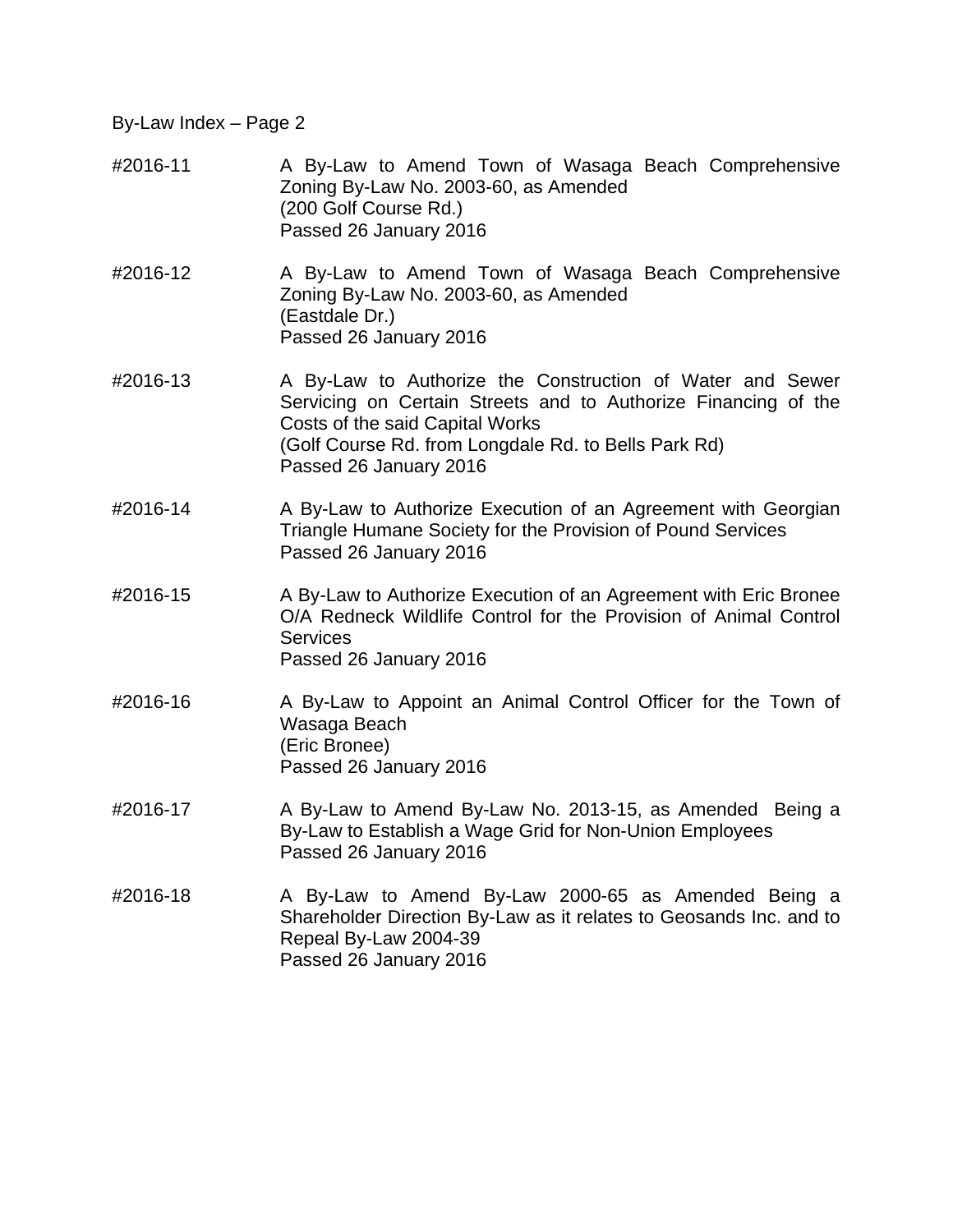By-Law Index – Page 2

| | |
|---|---|
| #2016-11 | A By-Law to Amend Town of Wasaga Beach Comprehensive Zoning By-Law No. 2003-60, as Amended<br>(200 Golf Course Rd.)<br>Passed 26 January 2016 |
| #2016-12 | A By-Law to Amend Town of Wasaga Beach Comprehensive Zoning By-Law No. 2003-60, as Amended<br>(Eastdale Dr.)<br>Passed 26 January 2016 |
| #2016-13 | A By-Law to Authorize the Construction of Water and Sewer Servicing on Certain Streets and to Authorize Financing of the Costs of the said Capital Works<br>(Golf Course Rd. from Longdale Rd. to Bells Park Rd)<br>Passed 26 January 2016 |
| #2016-14 | A By-Law to Authorize Execution of an Agreement with Georgian Triangle Humane Society for the Provision of Pound Services<br>Passed 26 January 2016 |
| #2016-15 | A By-Law to Authorize Execution of an Agreement with Eric Bronee O/A Redneck Wildlife Control for the Provision of Animal Control Services<br>Passed 26 January 2016 |
| #2016-16 | A By-Law to Appoint an Animal Control Officer for the Town of Wasaga Beach<br>(Eric Bronee)<br>Passed 26 January 2016 |
| #2016-17 | A By-Law to Amend By-Law No. 2013-15, as Amended Being a By-Law to Establish a Wage Grid for Non-Union Employees<br>Passed 26 January 2016 |
| #2016-18 | A By-Law to Amend By-Law 2000-65 as Amended Being a Shareholder Direction By-Law as it relates to Geosands Inc. and to Repeal By-Law 2004-39<br>Passed 26 January 2016 |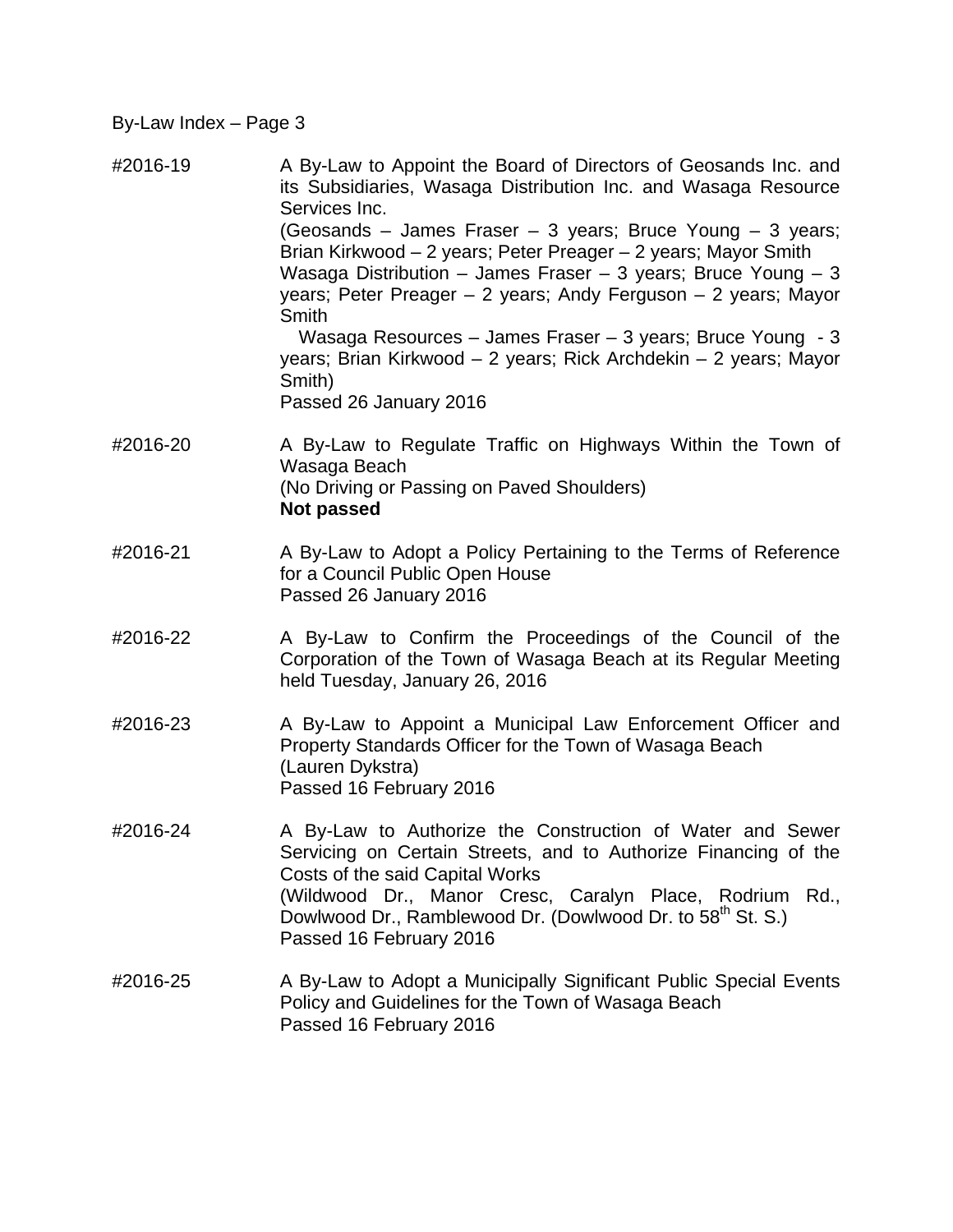By-Law Index – Page 3

| | |
|---|---|
| #2016-19 | A By-Law to Appoint the Board of Directors of Geosands Inc. and its Subsidiaries, Wasaga Distribution Inc. and Wasaga Resource Services Inc.<br>(Geosands – James Fraser – 3 years; Bruce Young – 3 years; Brian Kirkwood – 2 years; Peter Preager – 2 years; Mayor Smith<br>Wasaga Distribution – James Fraser – 3 years; Bruce Young – 3 years; Peter Preager – 2 years; Andy Ferguson – 2 years; Mayor Smith<br>Wasaga Resources – James Fraser – 3 years; Bruce Young - 3 years; Brian Kirkwood – 2 years; Rick Archdekin – 2 years; Mayor Smith)<br>Passed 26 January 2016 |
| #2016-20 | A By-Law to Regulate Traffic on Highways Within the Town of Wasaga Beach<br>(No Driving or Passing on Paved Shoulders)<br>**Not passed** |
| #2016-21 | A By-Law to Adopt a Policy Pertaining to the Terms of Reference for a Council Public Open House<br>Passed 26 January 2016 |
| #2016-22 | A By-Law to Confirm the Proceedings of the Council of the Corporation of the Town of Wasaga Beach at its Regular Meeting held Tuesday, January 26, 2016 |
| #2016-23 | A By-Law to Appoint a Municipal Law Enforcement Officer and Property Standards Officer for the Town of Wasaga Beach<br>(Lauren Dykstra)<br>Passed 16 February 2016 |
| #2016-24 | A By-Law to Authorize the Construction of Water and Sewer Servicing on Certain Streets, and to Authorize Financing of the Costs of the said Capital Works<br>(Wildwood Dr., Manor Cresc, Caralyn Place, Rodrium Rd., Dowlwood Dr., Ramblewood Dr. (Dowlwood Dr. to 58th St. S.)<br>Passed 16 February 2016 |
| #2016-25 | A By-Law to Adopt a Municipally Significant Public Special Events Policy and Guidelines for the Town of Wasaga Beach<br>Passed 16 February 2016 |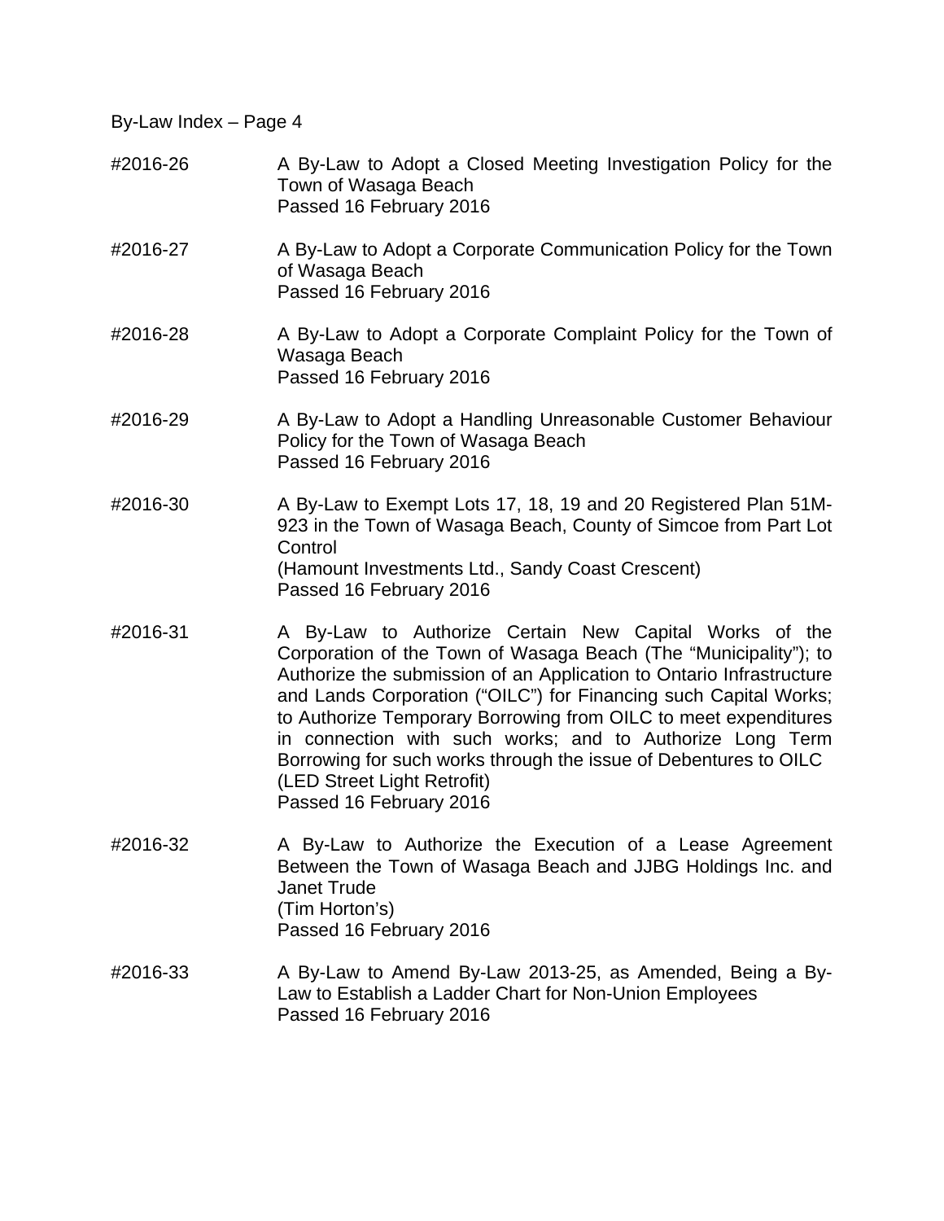| | |
|---|---|
| #2016-26 | A By-Law to Adopt a Closed Meeting Investigation Policy for the Town of Wasaga Beach<br>Passed 16 February 2016 |
| #2016-27 | A By-Law to Adopt a Corporate Communication Policy for the Town of Wasaga Beach<br>Passed 16 February 2016 |
| #2016-28 | A By-Law to Adopt a Corporate Complaint Policy for the Town of Wasaga Beach<br>Passed 16 February 2016 |
| #2016-29 | A By-Law to Adopt a Handling Unreasonable Customer Behaviour Policy for the Town of Wasaga Beach<br>Passed 16 February 2016 |
| #2016-30 | A By-Law to Exempt Lots 17, 18, 19 and 20 Registered Plan 51M-923 in the Town of Wasaga Beach, County of Simcoe from Part Lot Control<br>(Hamount Investments Ltd., Sandy Coast Crescent)<br>Passed 16 February 2016 |
| #2016-31 | A By-Law to Authorize Certain New Capital Works of the Corporation of the Town of Wasaga Beach (The "Municipality"); to Authorize the submission of an Application to Ontario Infrastructure and Lands Corporation ("OILC") for Financing such Capital Works; to Authorize Temporary Borrowing from OILC to meet expenditures in connection with such works; and to Authorize Long Term Borrowing for such works through the issue of Debentures to OILC<br>(LED Street Light Retrofit)<br>Passed 16 February 2016 |
| #2016-32 | A By-Law to Authorize the Execution of a Lease Agreement Between the Town of Wasaga Beach and JJBG Holdings Inc. and Janet Trude<br>(Tim Horton's)<br>Passed 16 February 2016 |
| #2016-33 | A By-Law to Amend By-Law 2013-25, as Amended, Being a By-Law to Establish a Ladder Chart for Non-Union Employees<br>Passed 16 February 2016 |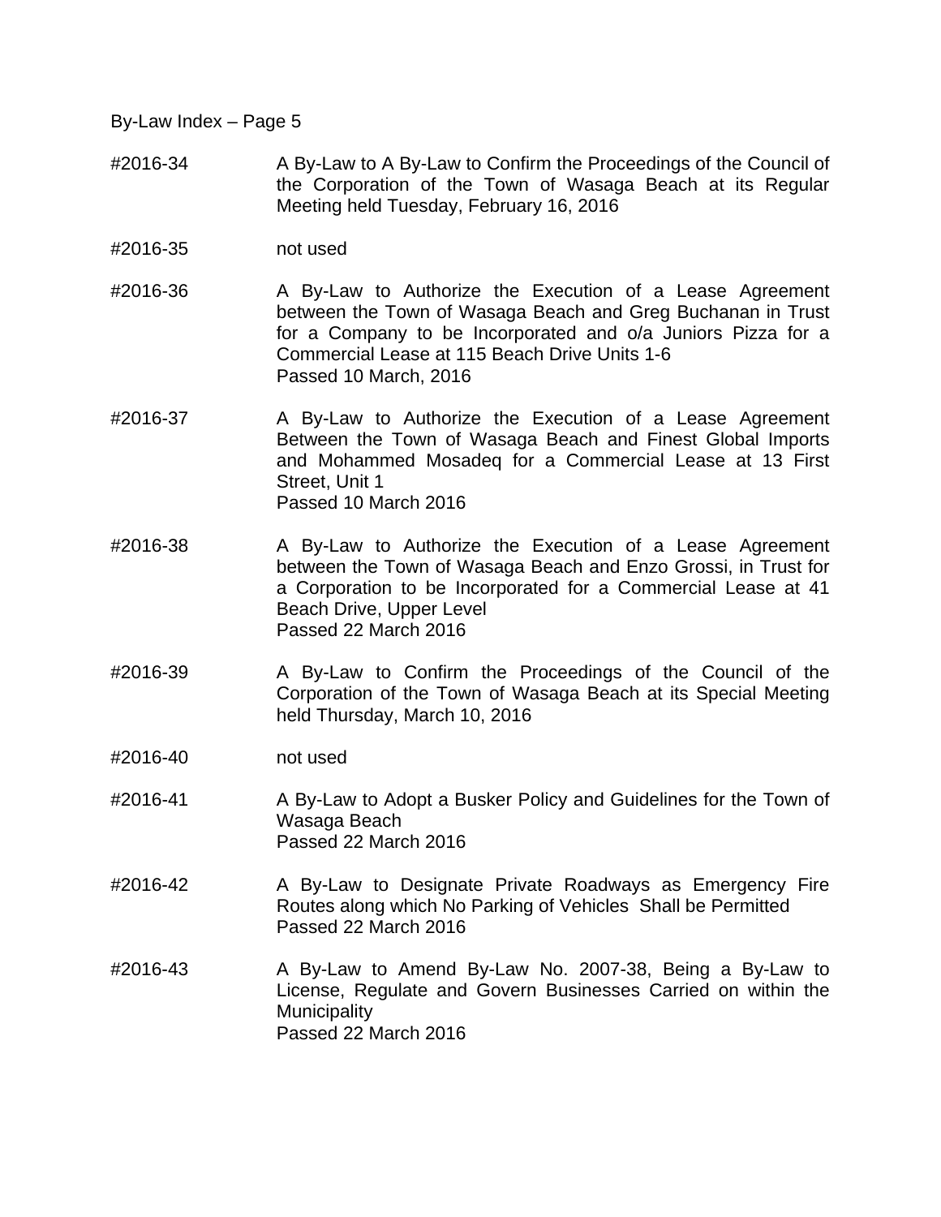By-Law Index – Page 5

#2016-34 A By-Law to A By-Law to Confirm the Proceedings of the Council of the Corporation of the Town of Wasaga Beach at its Regular Meeting held Tuesday, February 16, 2016

#2016-35 not used

#2016-36 A By-Law to Authorize the Execution of a Lease Agreement between the Town of Wasaga Beach and Greg Buchanan in Trust for a Company to be Incorporated and o/a Juniors Pizza for a Commercial Lease at 115 Beach Drive Units 1-6
Passed 10 March, 2016

#2016-37 A By-Law to Authorize the Execution of a Lease Agreement Between the Town of Wasaga Beach and Finest Global Imports and Mohammed Mosadeq for a Commercial Lease at 13 First Street, Unit 1
Passed 10 March 2016

#2016-38 A By-Law to Authorize the Execution of a Lease Agreement between the Town of Wasaga Beach and Enzo Grossi, in Trust for a Corporation to be Incorporated for a Commercial Lease at 41 Beach Drive, Upper Level
Passed 22 March 2016

#2016-39 A By-Law to Confirm the Proceedings of the Council of the Corporation of the Town of Wasaga Beach at its Special Meeting held Thursday, March 10, 2016

#2016-40 not used

#2016-41 A By-Law to Adopt a Busker Policy and Guidelines for the Town of Wasaga Beach
Passed 22 March 2016

#2016-42 A By-Law to Designate Private Roadways as Emergency Fire Routes along which No Parking of Vehicles Shall be Permitted
Passed 22 March 2016

#2016-43 A By-Law to Amend By-Law No. 2007-38, Being a By-Law to License, Regulate and Govern Businesses Carried on within the Municipality
Passed 22 March 2016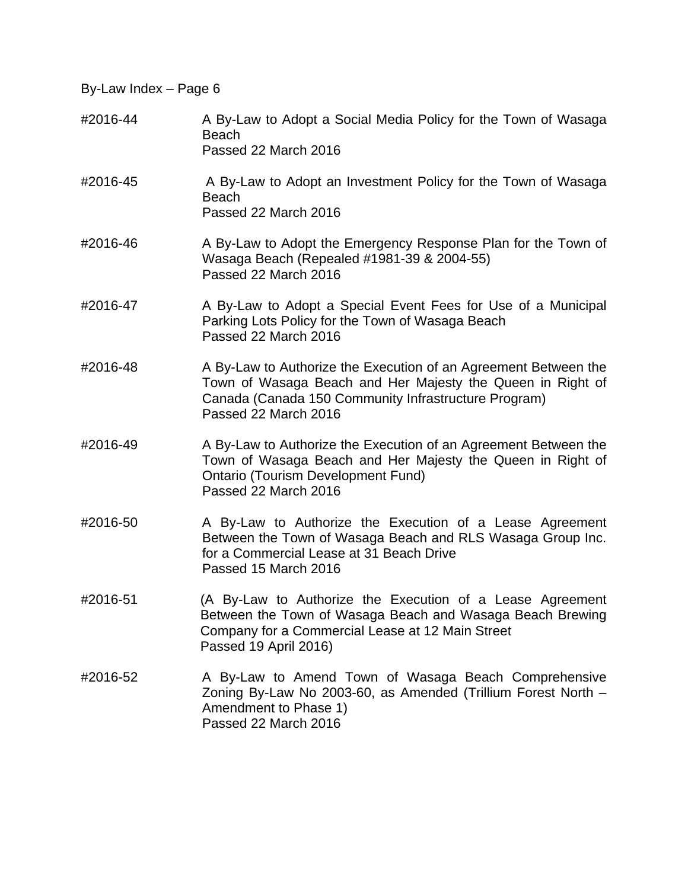By-Law Index – Page 6

#2016-44 A By-Law to Adopt a Social Media Policy for the Town of Wasaga Beach
Passed 22 March 2016

#2016-45 A By-Law to Adopt an Investment Policy for the Town of Wasaga Beach
Passed 22 March 2016

#2016-46 A By-Law to Adopt the Emergency Response Plan for the Town of Wasaga Beach (Repealed #1981-39 & 2004-55)
Passed 22 March 2016

#2016-47 A By-Law to Adopt a Special Event Fees for Use of a Municipal Parking Lots Policy for the Town of Wasaga Beach
Passed 22 March 2016

#2016-48 A By-Law to Authorize the Execution of an Agreement Between the Town of Wasaga Beach and Her Majesty the Queen in Right of Canada (Canada 150 Community Infrastructure Program)
Passed 22 March 2016

#2016-49 A By-Law to Authorize the Execution of an Agreement Between the Town of Wasaga Beach and Her Majesty the Queen in Right of Ontario (Tourism Development Fund)
Passed 22 March 2016

#2016-50 A By-Law to Authorize the Execution of a Lease Agreement Between the Town of Wasaga Beach and RLS Wasaga Group Inc. for a Commercial Lease at 31 Beach Drive
Passed 15 March 2016

#2016-51 (A By-Law to Authorize the Execution of a Lease Agreement Between the Town of Wasaga Beach and Wasaga Beach Brewing Company for a Commercial Lease at 12 Main Street
Passed 19 April 2016)

#2016-52 A By-Law to Amend Town of Wasaga Beach Comprehensive Zoning By-Law No 2003-60, as Amended (Trillium Forest North – Amendment to Phase 1)
Passed 22 March 2016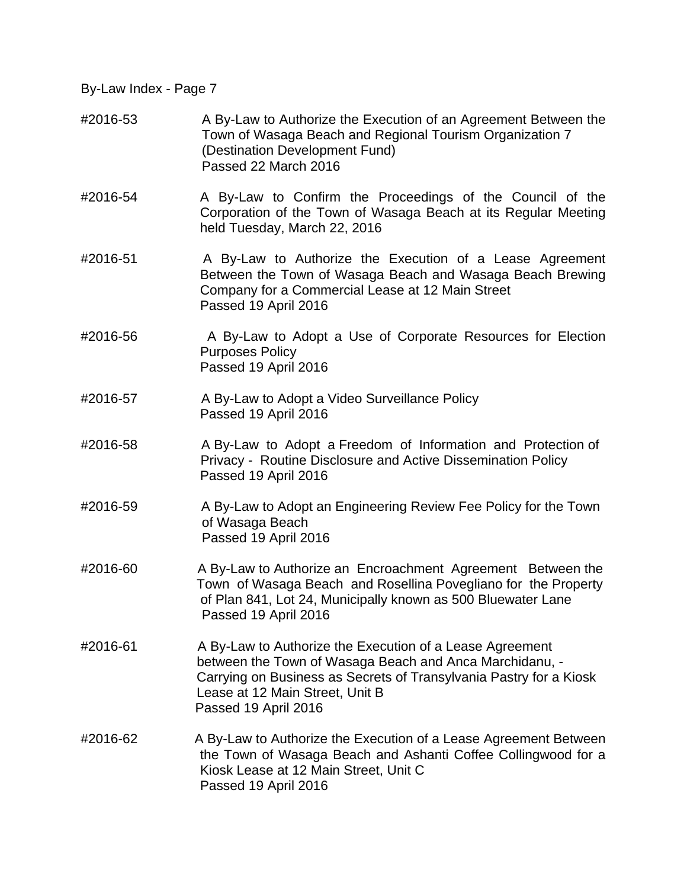By-Law Index - Page 7

#2016-53 A By-Law to Authorize the Execution of an Agreement Between the Town of Wasaga Beach and Regional Tourism Organization 7 (Destination Development Fund)
Passed 22 March 2016

#2016-54 A By-Law to Confirm the Proceedings of the Council of the Corporation of the Town of Wasaga Beach at its Regular Meeting held Tuesday, March 22, 2016

#2016-51 A By-Law to Authorize the Execution of a Lease Agreement Between the Town of Wasaga Beach and Wasaga Beach Brewing Company for a Commercial Lease at 12 Main Street
Passed 19 April 2016

#2016-56 A By-Law to Adopt a Use of Corporate Resources for Election Purposes Policy
Passed 19 April 2016

#2016-57 A By-Law to Adopt a Video Surveillance Policy
Passed 19 April 2016

#2016-58 A By-Law to Adopt a Freedom of Information and Protection of Privacy - Routine Disclosure and Active Dissemination Policy
Passed 19 April 2016

#2016-59 A By-Law to Adopt an Engineering Review Fee Policy for the Town of Wasaga Beach
Passed 19 April 2016

#2016-60 A By-Law to Authorize an Encroachment Agreement Between the Town of Wasaga Beach and Rosellina Povegliano for the Property of Plan 841, Lot 24, Municipally known as 500 Bluewater Lane
Passed 19 April 2016

#2016-61 A By-Law to Authorize the Execution of a Lease Agreement between the Town of Wasaga Beach and Anca Marchidanu, - Carrying on Business as Secrets of Transylvania Pastry for a Kiosk Lease at 12 Main Street, Unit B
Passed 19 April 2016

#2016-62 A By-Law to Authorize the Execution of a Lease Agreement Between the Town of Wasaga Beach and Ashanti Coffee Collingwood for a Kiosk Lease at 12 Main Street, Unit C
Passed 19 April 2016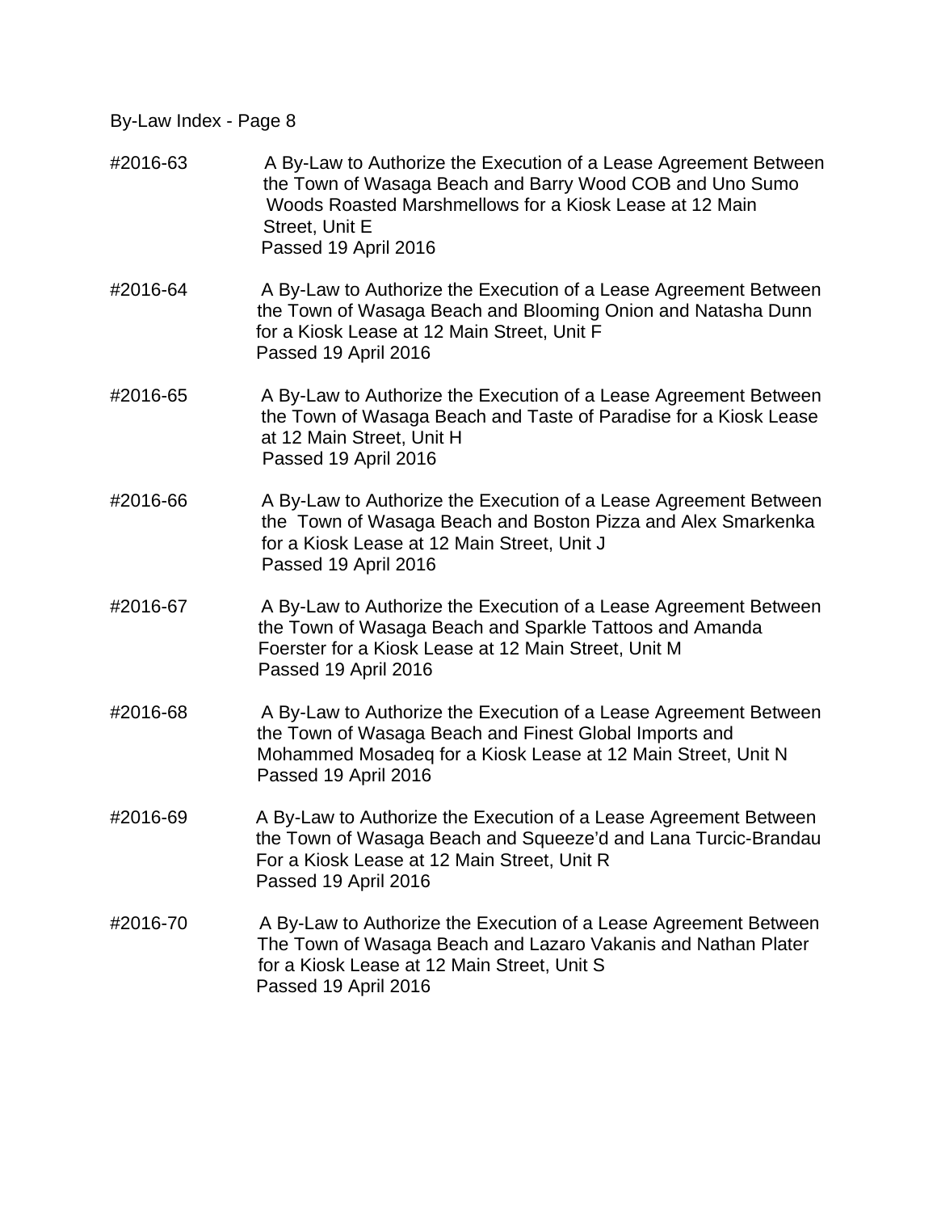By-Law Index - Page 8

#2016-63 A By-Law to Authorize the Execution of a Lease Agreement Between the Town of Wasaga Beach and Barry Wood COB and Uno Sumo Woods Roasted Marshmellows for a Kiosk Lease at 12 Main Street, Unit E
Passed 19 April 2016

#2016-64 A By-Law to Authorize the Execution of a Lease Agreement Between the Town of Wasaga Beach and Blooming Onion and Natasha Dunn for a Kiosk Lease at 12 Main Street, Unit F
Passed 19 April 2016

#2016-65 A By-Law to Authorize the Execution of a Lease Agreement Between the Town of Wasaga Beach and Taste of Paradise for a Kiosk Lease at 12 Main Street, Unit H
Passed 19 April 2016

#2016-66 A By-Law to Authorize the Execution of a Lease Agreement Between the Town of Wasaga Beach and Boston Pizza and Alex Smarkenka for a Kiosk Lease at 12 Main Street, Unit J
Passed 19 April 2016

#2016-67 A By-Law to Authorize the Execution of a Lease Agreement Between the Town of Wasaga Beach and Sparkle Tattoos and Amanda Foerster for a Kiosk Lease at 12 Main Street, Unit M
Passed 19 April 2016

#2016-68 A By-Law to Authorize the Execution of a Lease Agreement Between the Town of Wasaga Beach and Finest Global Imports and Mohammed Mosadeq for a Kiosk Lease at 12 Main Street, Unit N
Passed 19 April 2016

#2016-69 A By-Law to Authorize the Execution of a Lease Agreement Between the Town of Wasaga Beach and Squeeze'd and Lana Turcic-Brandau For a Kiosk Lease at 12 Main Street, Unit R
Passed 19 April 2016

#2016-70 A By-Law to Authorize the Execution of a Lease Agreement Between The Town of Wasaga Beach and Lazaro Vakanis and Nathan Plater for a Kiosk Lease at 12 Main Street, Unit S
Passed 19 April 2016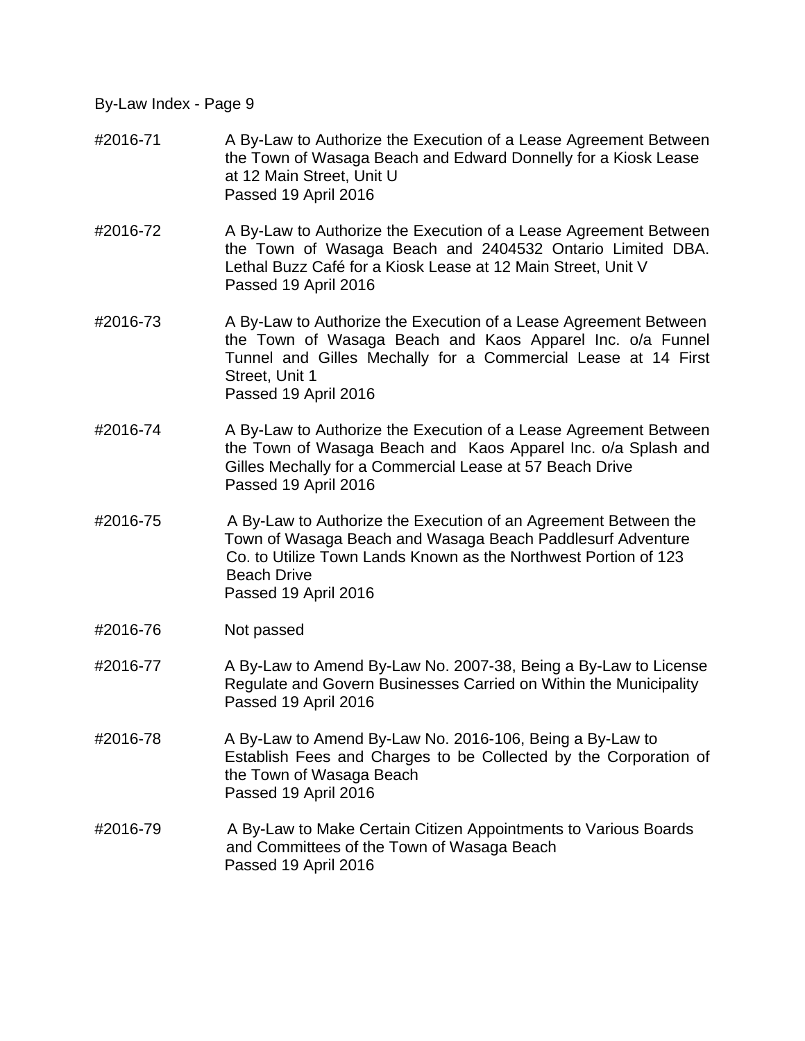By-Law Index - Page 9

#2016-71 A By-Law to Authorize the Execution of a Lease Agreement Between the Town of Wasaga Beach and Edward Donnelly for a Kiosk Lease at 12 Main Street, Unit U
Passed 19 April 2016

#2016-72 A By-Law to Authorize the Execution of a Lease Agreement Between the Town of Wasaga Beach and 2404532 Ontario Limited DBA. Lethal Buzz Café for a Kiosk Lease at 12 Main Street, Unit V
Passed 19 April 2016

#2016-73 A By-Law to Authorize the Execution of a Lease Agreement Between the Town of Wasaga Beach and Kaos Apparel Inc. o/a Funnel Tunnel and Gilles Mechally for a Commercial Lease at 14 First Street, Unit 1
Passed 19 April 2016

#2016-74 A By-Law to Authorize the Execution of a Lease Agreement Between the Town of Wasaga Beach and Kaos Apparel Inc. o/a Splash and Gilles Mechally for a Commercial Lease at 57 Beach Drive
Passed 19 April 2016

#2016-75 A By-Law to Authorize the Execution of an Agreement Between the Town of Wasaga Beach and Wasaga Beach Paddlesurf Adventure Co. to Utilize Town Lands Known as the Northwest Portion of 123 Beach Drive
Passed 19 April 2016

#2016-76 Not passed

#2016-77 A By-Law to Amend By-Law No. 2007-38, Being a By-Law to License Regulate and Govern Businesses Carried on Within the Municipality
Passed 19 April 2016

#2016-78 A By-Law to Amend By-Law No. 2016-106, Being a By-Law to Establish Fees and Charges to be Collected by the Corporation of the Town of Wasaga Beach
Passed 19 April 2016

#2016-79 A By-Law to Make Certain Citizen Appointments to Various Boards and Committees of the Town of Wasaga Beach
Passed 19 April 2016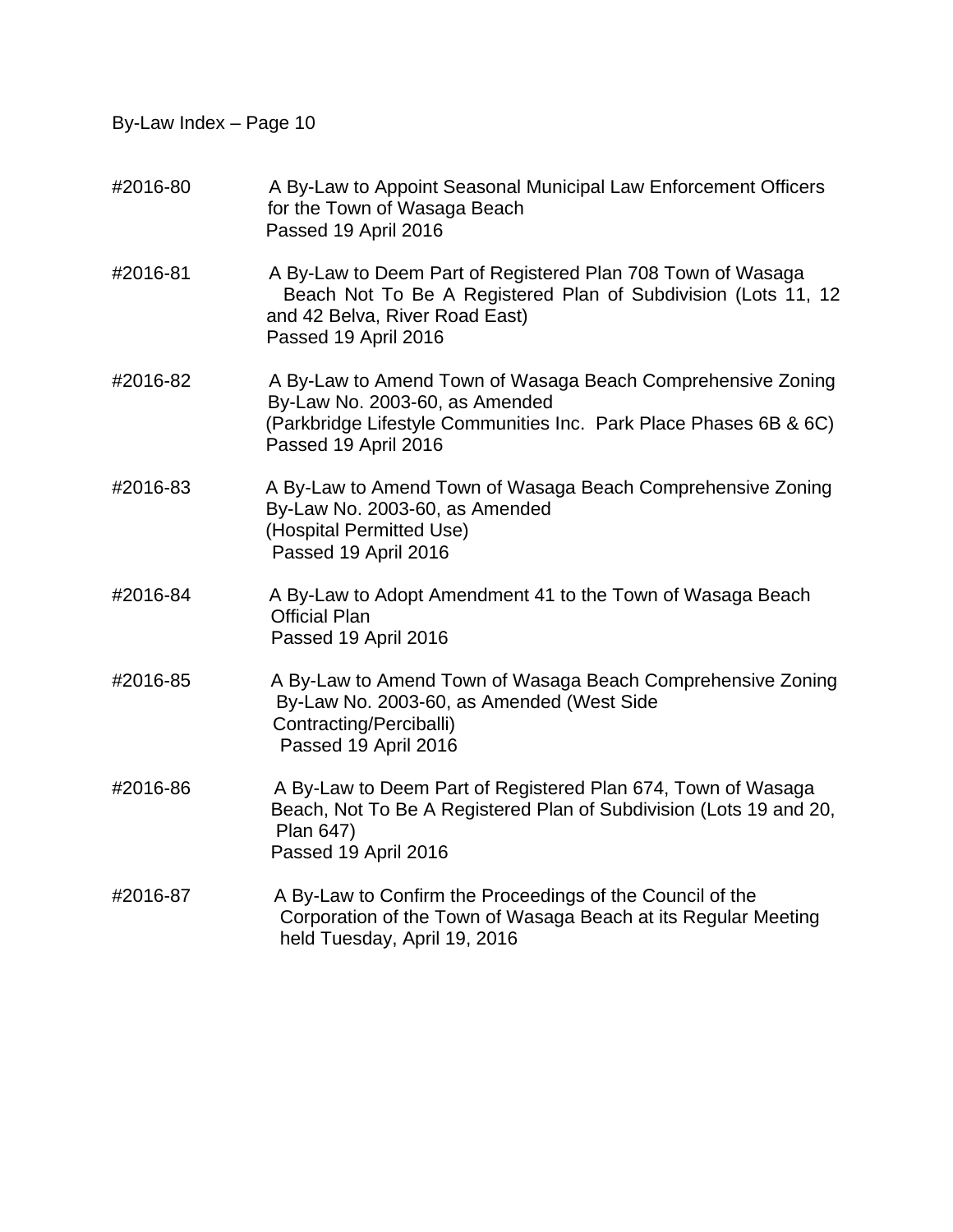By-Law Index – Page 10

| | |
|---|---|
| #2016-80 | A By-Law to Appoint Seasonal Municipal Law Enforcement Officers for the Town of Wasaga Beach<br>Passed 19 April 2016 |
| #2016-81 | A By-Law to Deem Part of Registered Plan 708 Town of Wasaga Beach Not To Be A Registered Plan of Subdivision (Lots 11, 12 and 42 Belva, River Road East)<br>Passed 19 April 2016 |
| #2016-82 | A By-Law to Amend Town of Wasaga Beach Comprehensive Zoning By-Law No. 2003-60, as Amended<br>(Parkbridge Lifestyle Communities Inc. Park Place Phases 6B & 6C)<br>Passed 19 April 2016 |
| #2016-83 | A By-Law to Amend Town of Wasaga Beach Comprehensive Zoning By-Law No. 2003-60, as Amended<br>(Hospital Permitted Use)<br>Passed 19 April 2016 |
| #2016-84 | A By-Law to Adopt Amendment 41 to the Town of Wasaga Beach Official Plan<br>Passed 19 April 2016 |
| #2016-85 | A By-Law to Amend Town of Wasaga Beach Comprehensive Zoning By-Law No. 2003-60, as Amended (West Side Contracting/Perciballi)<br>Passed 19 April 2016 |
| #2016-86 | A By-Law to Deem Part of Registered Plan 674, Town of Wasaga Beach, Not To Be A Registered Plan of Subdivision (Lots 19 and 20, Plan 647)<br>Passed 19 April 2016 |
| #2016-87 | A By-Law to Confirm the Proceedings of the Council of the Corporation of the Town of Wasaga Beach at its Regular Meeting held Tuesday, April 19, 2016 |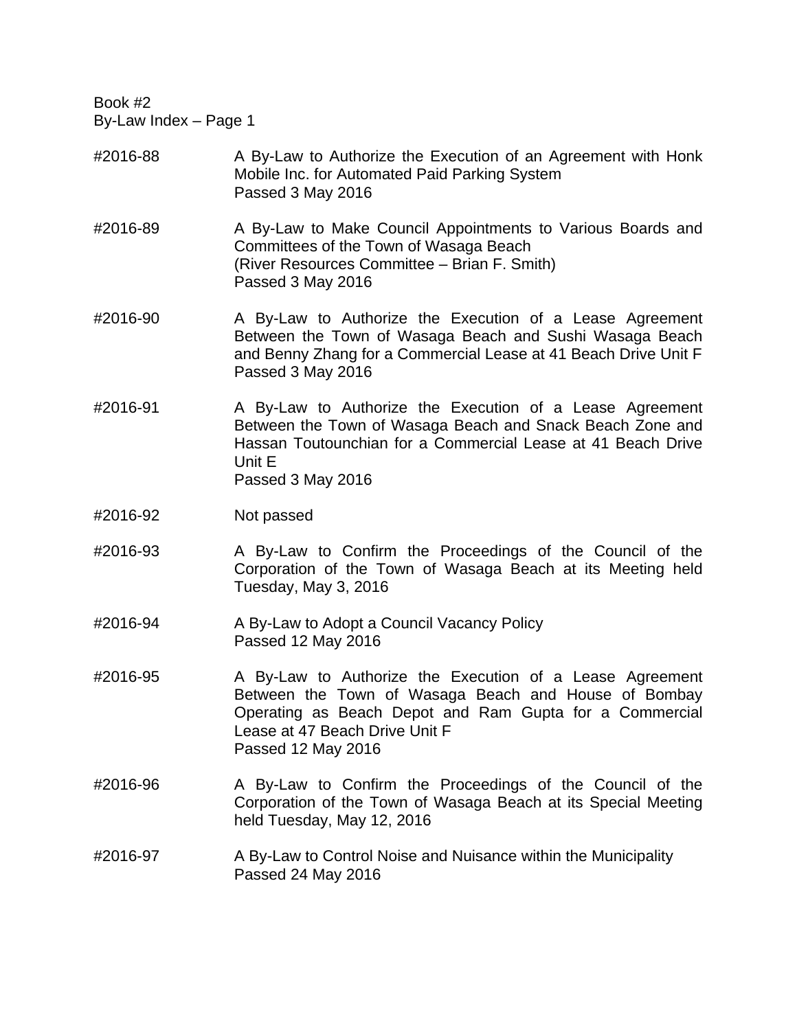Book #2
By-Law Index – Page 1

| | |
|---|---|
| #2016-88 | A By-Law to Authorize the Execution of an Agreement with Honk Mobile Inc. for Automated Paid Parking System<br>Passed 3 May 2016 |
| #2016-89 | A By-Law to Make Council Appointments to Various Boards and Committees of the Town of Wasaga Beach<br>(River Resources Committee – Brian F. Smith)<br>Passed 3 May 2016 |
| #2016-90 | A By-Law to Authorize the Execution of a Lease Agreement Between the Town of Wasaga Beach and Sushi Wasaga Beach and Benny Zhang for a Commercial Lease at 41 Beach Drive Unit F<br>Passed 3 May 2016 |
| #2016-91 | A By-Law to Authorize the Execution of a Lease Agreement Between the Town of Wasaga Beach and Snack Beach Zone and Hassan Toutounchian for a Commercial Lease at 41 Beach Drive Unit E<br>Passed 3 May 2016 |
| #2016-92 | Not passed |
| #2016-93 | A By-Law to Confirm the Proceedings of the Council of the Corporation of the Town of Wasaga Beach at its Meeting held Tuesday, May 3, 2016 |
| #2016-94 | A By-Law to Adopt a Council Vacancy Policy<br>Passed 12 May 2016 |
| #2016-95 | A By-Law to Authorize the Execution of a Lease Agreement Between the Town of Wasaga Beach and House of Bombay Operating as Beach Depot and Ram Gupta for a Commercial Lease at 47 Beach Drive Unit F<br>Passed 12 May 2016 |
| #2016-96 | A By-Law to Confirm the Proceedings of the Council of the Corporation of the Town of Wasaga Beach at its Special Meeting held Tuesday, May 12, 2016 |
| #2016-97 | A By-Law to Control Noise and Nuisance within the Municipality<br>Passed 24 May 2016 |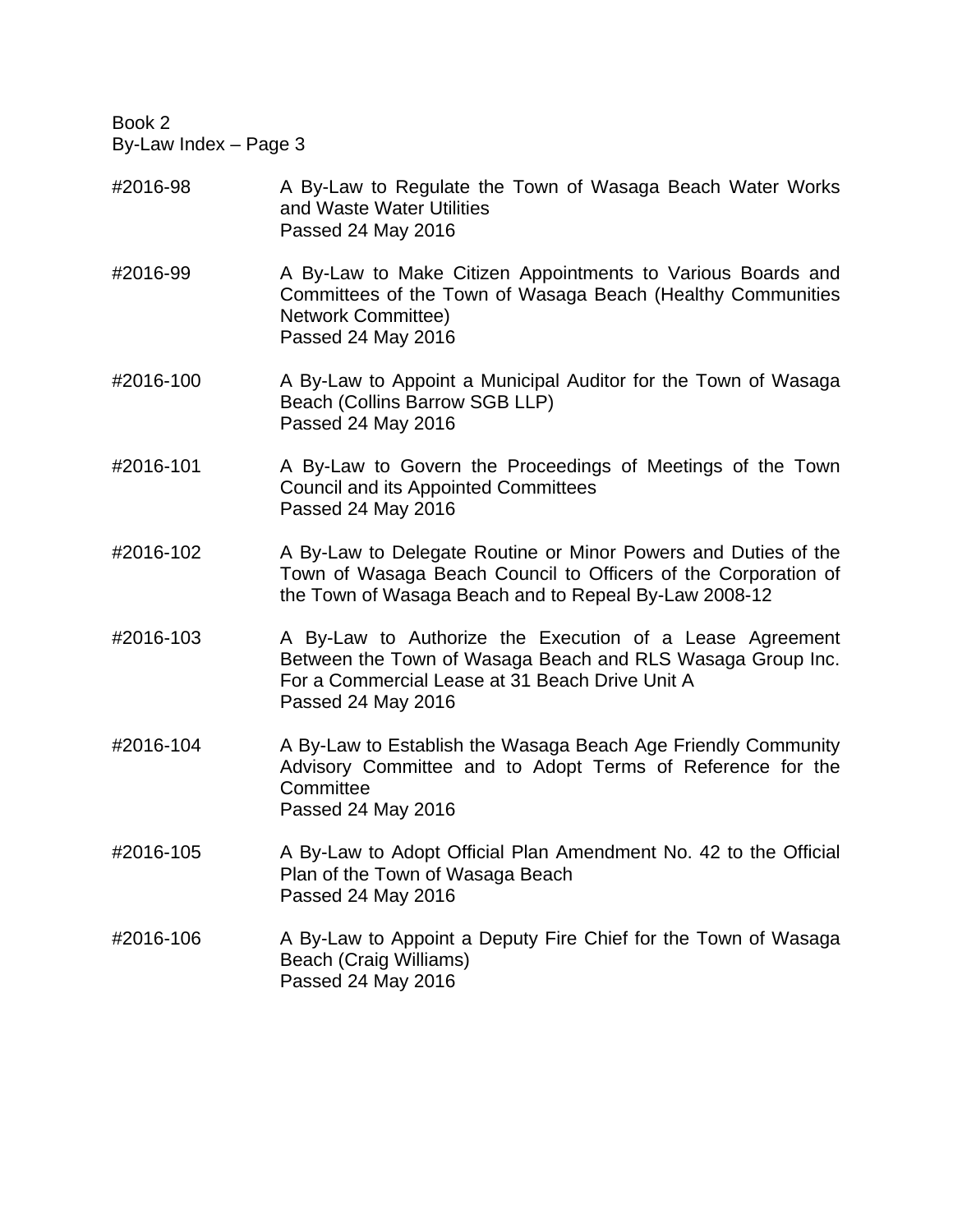Book 2
By-Law Index – Page 3

| | |
|---|---|
| #2016-98 | A By-Law to Regulate the Town of Wasaga Beach Water Works and Waste Water Utilities<br>Passed 24 May 2016 |
| #2016-99 | A By-Law to Make Citizen Appointments to Various Boards and Committees of the Town of Wasaga Beach (Healthy Communities Network Committee)<br>Passed 24 May 2016 |
| #2016-100 | A By-Law to Appoint a Municipal Auditor for the Town of Wasaga Beach (Collins Barrow SGB LLP)<br>Passed 24 May 2016 |
| #2016-101 | A By-Law to Govern the Proceedings of Meetings of the Town Council and its Appointed Committees<br>Passed 24 May 2016 |
| #2016-102 | A By-Law to Delegate Routine or Minor Powers and Duties of the Town of Wasaga Beach Council to Officers of the Corporation of the Town of Wasaga Beach and to Repeal By-Law 2008-12 |
| #2016-103 | A By-Law to Authorize the Execution of a Lease Agreement Between the Town of Wasaga Beach and RLS Wasaga Group Inc. For a Commercial Lease at 31 Beach Drive Unit A<br>Passed 24 May 2016 |
| #2016-104 | A By-Law to Establish the Wasaga Beach Age Friendly Community Advisory Committee and to Adopt Terms of Reference for the Committee<br>Passed 24 May 2016 |
| #2016-105 | A By-Law to Adopt Official Plan Amendment No. 42 to the Official Plan of the Town of Wasaga Beach<br>Passed 24 May 2016 |
| #2016-106 | A By-Law to Appoint a Deputy Fire Chief for the Town of Wasaga Beach (Craig Williams)<br>Passed 24 May 2016 |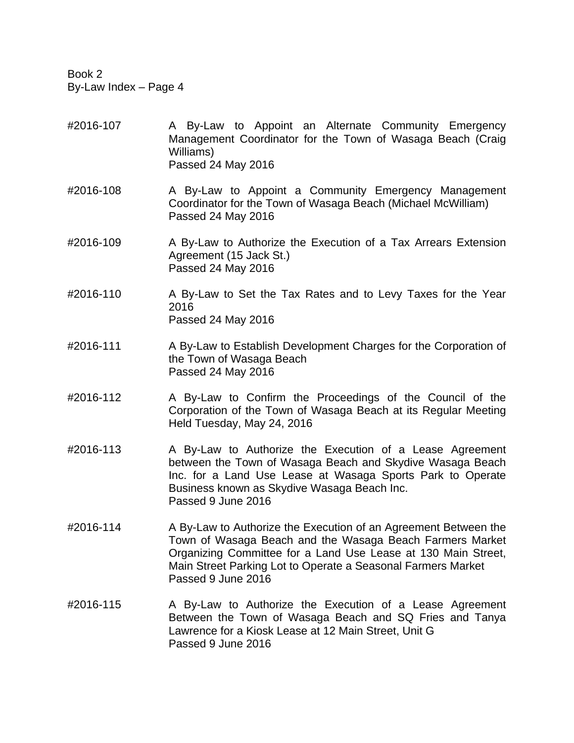Book 2
By-Law Index – Page 4

#2016-107 A By-Law to Appoint an Alternate Community Emergency Management Coordinator for the Town of Wasaga Beach (Craig Williams)
Passed 24 May 2016

#2016-108 A By-Law to Appoint a Community Emergency Management Coordinator for the Town of Wasaga Beach (Michael McWilliam)
Passed 24 May 2016

#2016-109 A By-Law to Authorize the Execution of a Tax Arrears Extension Agreement (15 Jack St.)
Passed 24 May 2016

#2016-110 A By-Law to Set the Tax Rates and to Levy Taxes for the Year 2016
Passed 24 May 2016

#2016-111 A By-Law to Establish Development Charges for the Corporation of the Town of Wasaga Beach
Passed 24 May 2016

#2016-112 A By-Law to Confirm the Proceedings of the Council of the Corporation of the Town of Wasaga Beach at its Regular Meeting Held Tuesday, May 24, 2016

#2016-113 A By-Law to Authorize the Execution of a Lease Agreement between the Town of Wasaga Beach and Skydive Wasaga Beach Inc. for a Land Use Lease at Wasaga Sports Park to Operate Business known as Skydive Wasaga Beach Inc.
Passed 9 June 2016

#2016-114 A By-Law to Authorize the Execution of an Agreement Between the Town of Wasaga Beach and the Wasaga Beach Farmers Market Organizing Committee for a Land Use Lease at 130 Main Street, Main Street Parking Lot to Operate a Seasonal Farmers Market
Passed 9 June 2016

#2016-115 A By-Law to Authorize the Execution of a Lease Agreement Between the Town of Wasaga Beach and SQ Fries and Tanya Lawrence for a Kiosk Lease at 12 Main Street, Unit G
Passed 9 June 2016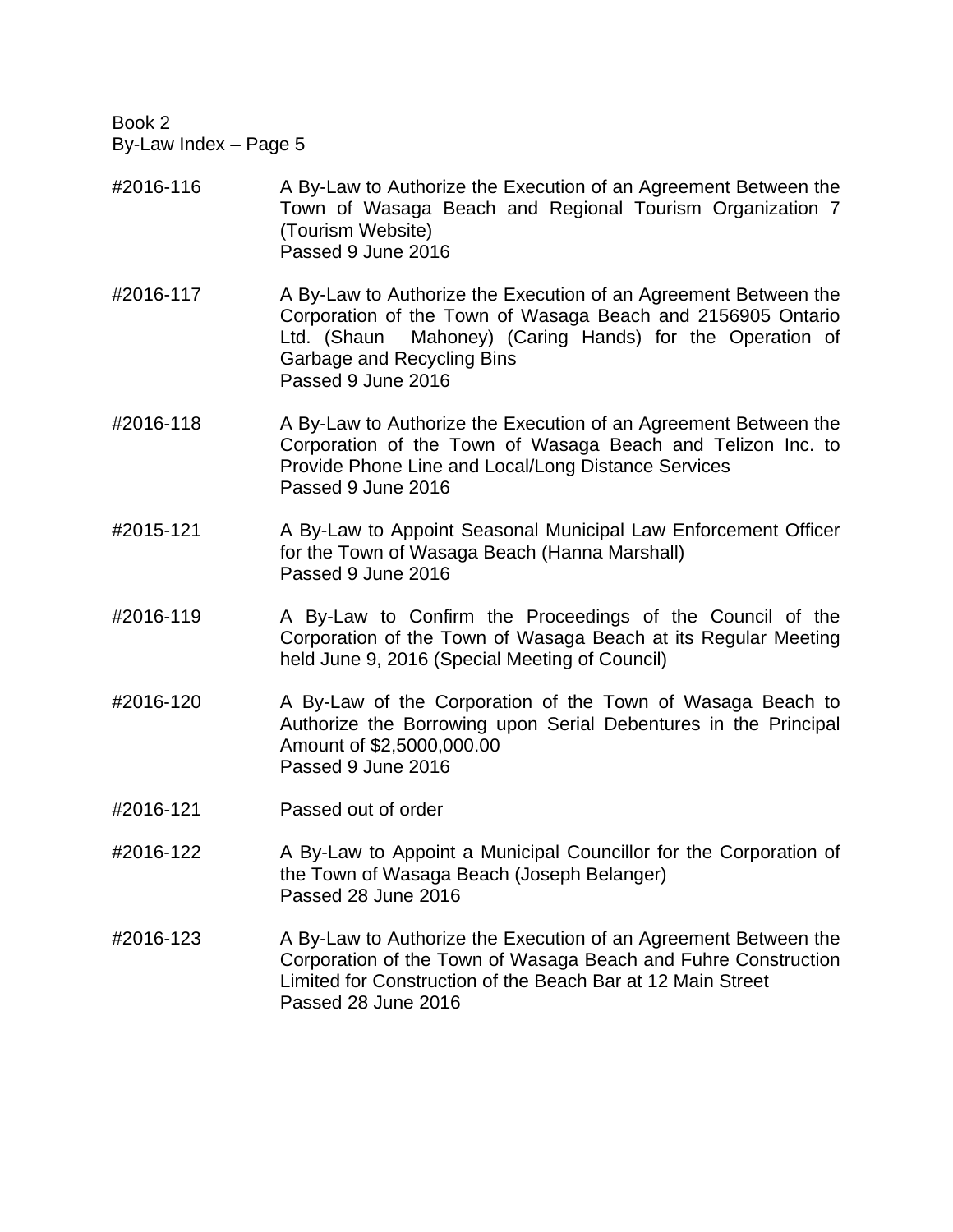Book 2
By-Law Index – Page 5

#2016-116 A By-Law to Authorize the Execution of an Agreement Between the Town of Wasaga Beach and Regional Tourism Organization 7 (Tourism Website)
Passed 9 June 2016

#2016-117 A By-Law to Authorize the Execution of an Agreement Between the Corporation of the Town of Wasaga Beach and 2156905 Ontario Ltd. (Shaun Mahoney) (Caring Hands) for the Operation of Garbage and Recycling Bins
Passed 9 June 2016

#2016-118 A By-Law to Authorize the Execution of an Agreement Between the Corporation of the Town of Wasaga Beach and Telizon Inc. to Provide Phone Line and Local/Long Distance Services
Passed 9 June 2016

#2015-121 A By-Law to Appoint Seasonal Municipal Law Enforcement Officer for the Town of Wasaga Beach (Hanna Marshall)
Passed 9 June 2016

#2016-119 A By-Law to Confirm the Proceedings of the Council of the Corporation of the Town of Wasaga Beach at its Regular Meeting held June 9, 2016 (Special Meeting of Council)

#2016-120 A By-Law of the Corporation of the Town of Wasaga Beach to Authorize the Borrowing upon Serial Debentures in the Principal Amount of $2,5000,000.00
Passed 9 June 2016

#2016-121 Passed out of order

#2016-122 A By-Law to Appoint a Municipal Councillor for the Corporation of the Town of Wasaga Beach (Joseph Belanger)
Passed 28 June 2016

#2016-123 A By-Law to Authorize the Execution of an Agreement Between the Corporation of the Town of Wasaga Beach and Fuhre Construction Limited for Construction of the Beach Bar at 12 Main Street
Passed 28 June 2016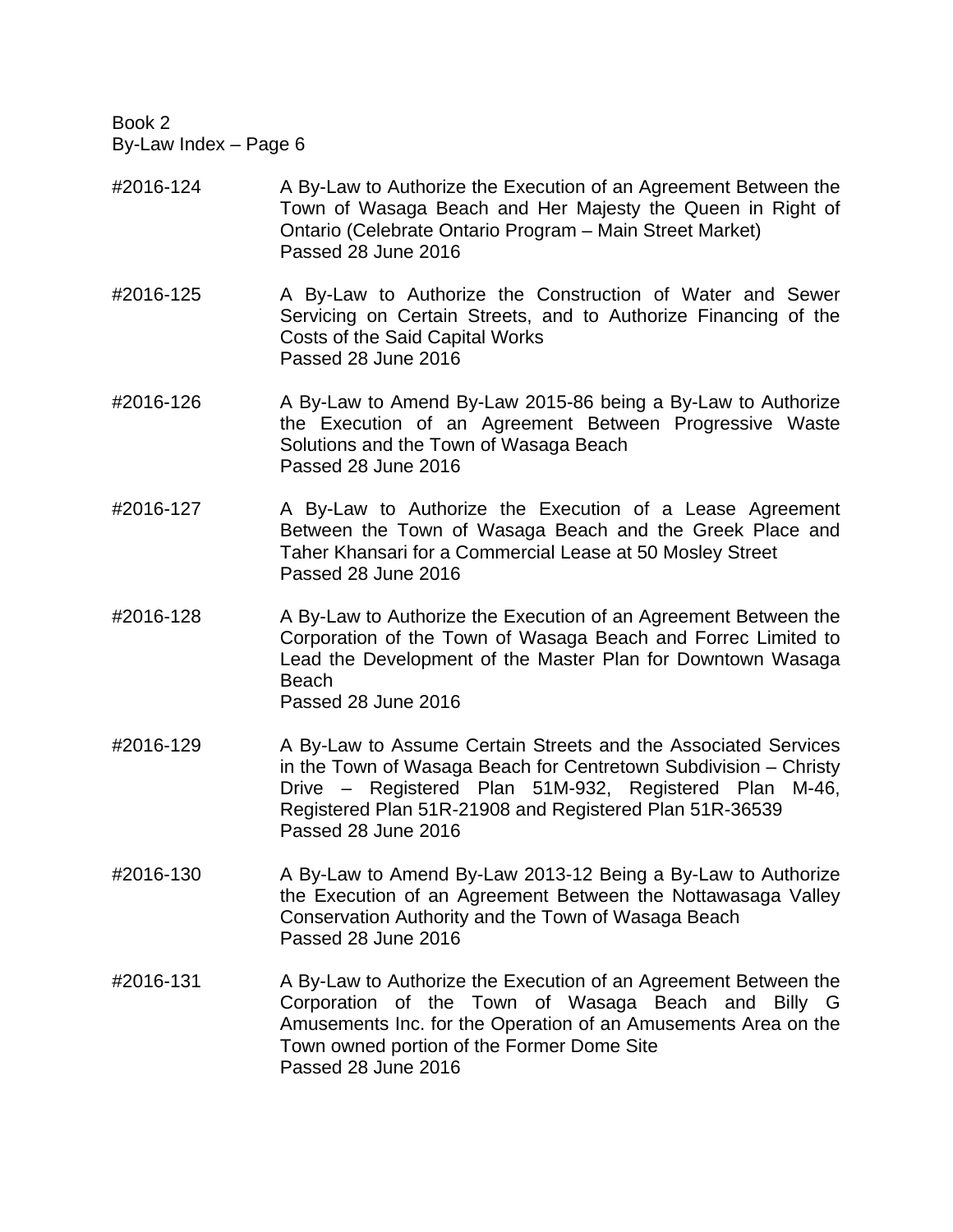Book 2
By-Law Index – Page 6

#2016-124 A By-Law to Authorize the Execution of an Agreement Between the Town of Wasaga Beach and Her Majesty the Queen in Right of Ontario (Celebrate Ontario Program – Main Street Market)
Passed 28 June 2016

#2016-125 A By-Law to Authorize the Construction of Water and Sewer Servicing on Certain Streets, and to Authorize Financing of the Costs of the Said Capital Works
Passed 28 June 2016

#2016-126 A By-Law to Amend By-Law 2015-86 being a By-Law to Authorize the Execution of an Agreement Between Progressive Waste Solutions and the Town of Wasaga Beach
Passed 28 June 2016

#2016-127 A By-Law to Authorize the Execution of a Lease Agreement Between the Town of Wasaga Beach and the Greek Place and Taher Khansari for a Commercial Lease at 50 Mosley Street
Passed 28 June 2016

#2016-128 A By-Law to Authorize the Execution of an Agreement Between the Corporation of the Town of Wasaga Beach and Forrec Limited to Lead the Development of the Master Plan for Downtown Wasaga Beach
Passed 28 June 2016

#2016-129 A By-Law to Assume Certain Streets and the Associated Services in the Town of Wasaga Beach for Centretown Subdivision – Christy Drive – Registered Plan 51M-932, Registered Plan M-46, Registered Plan 51R-21908 and Registered Plan 51R-36539
Passed 28 June 2016

#2016-130 A By-Law to Amend By-Law 2013-12 Being a By-Law to Authorize the Execution of an Agreement Between the Nottawasaga Valley Conservation Authority and the Town of Wasaga Beach
Passed 28 June 2016

#2016-131 A By-Law to Authorize the Execution of an Agreement Between the Corporation of the Town of Wasaga Beach and Billy G Amusements Inc. for the Operation of an Amusements Area on the Town owned portion of the Former Dome Site
Passed 28 June 2016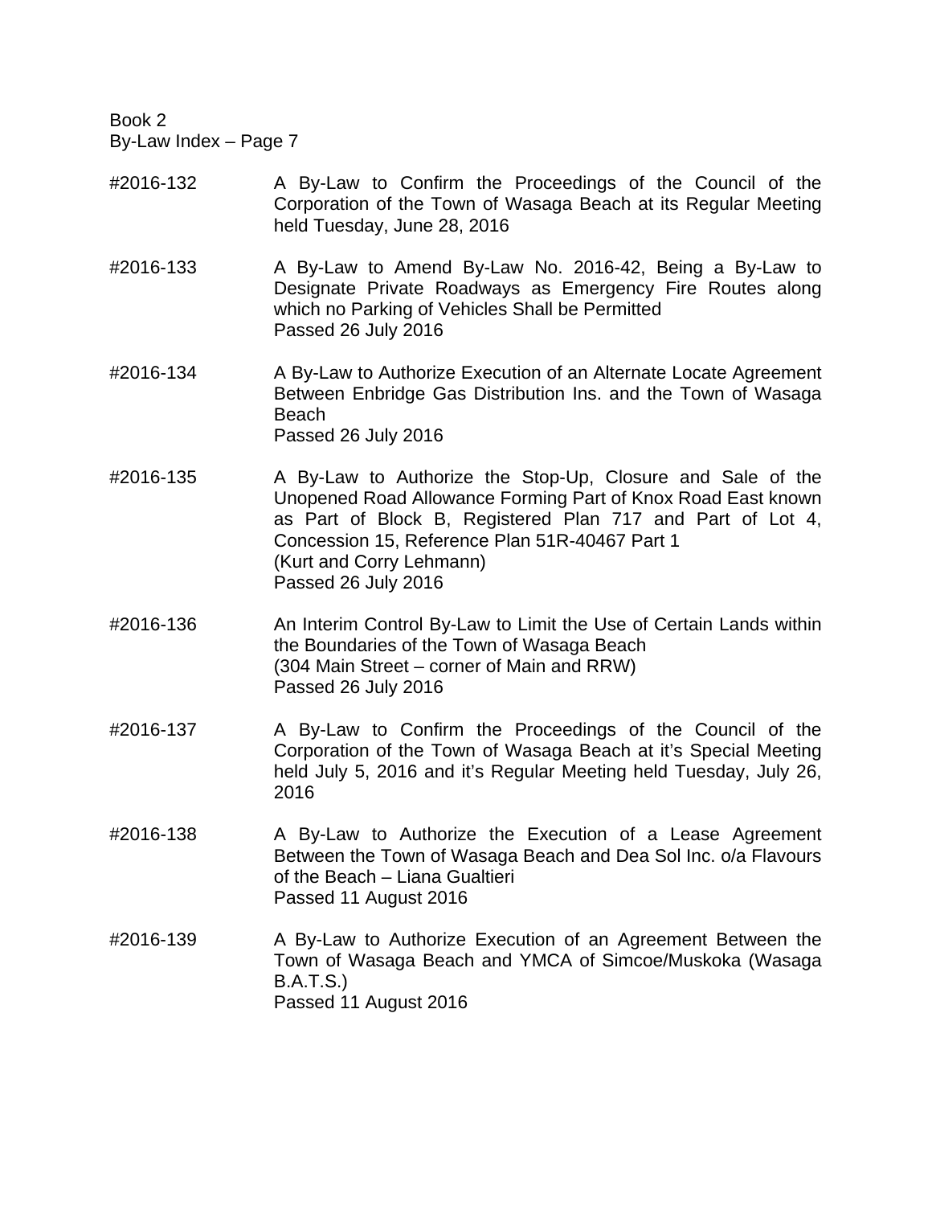Book 2
By-Law Index – Page 7

#2016-132 A By-Law to Confirm the Proceedings of the Council of the Corporation of the Town of Wasaga Beach at its Regular Meeting held Tuesday, June 28, 2016

#2016-133 A By-Law to Amend By-Law No. 2016-42, Being a By-Law to Designate Private Roadways as Emergency Fire Routes along which no Parking of Vehicles Shall be Permitted
Passed 26 July 2016

#2016-134 A By-Law to Authorize Execution of an Alternate Locate Agreement Between Enbridge Gas Distribution Ins. and the Town of Wasaga Beach
Passed 26 July 2016

#2016-135 A By-Law to Authorize the Stop-Up, Closure and Sale of the Unopened Road Allowance Forming Part of Knox Road East known as Part of Block B, Registered Plan 717 and Part of Lot 4, Concession 15, Reference Plan 51R-40467 Part 1
(Kurt and Corry Lehmann)
Passed 26 July 2016

#2016-136 An Interim Control By-Law to Limit the Use of Certain Lands within the Boundaries of the Town of Wasaga Beach
(304 Main Street – corner of Main and RRW)
Passed 26 July 2016

#2016-137 A By-Law to Confirm the Proceedings of the Council of the Corporation of the Town of Wasaga Beach at it's Special Meeting held July 5, 2016 and it's Regular Meeting held Tuesday, July 26, 2016

#2016-138 A By-Law to Authorize the Execution of a Lease Agreement Between the Town of Wasaga Beach and Dea Sol Inc. o/a Flavours of the Beach – Liana Gualtieri
Passed 11 August 2016

#2016-139 A By-Law to Authorize Execution of an Agreement Between the Town of Wasaga Beach and YMCA of Simcoe/Muskoka (Wasaga B.A.T.S.)
Passed 11 August 2016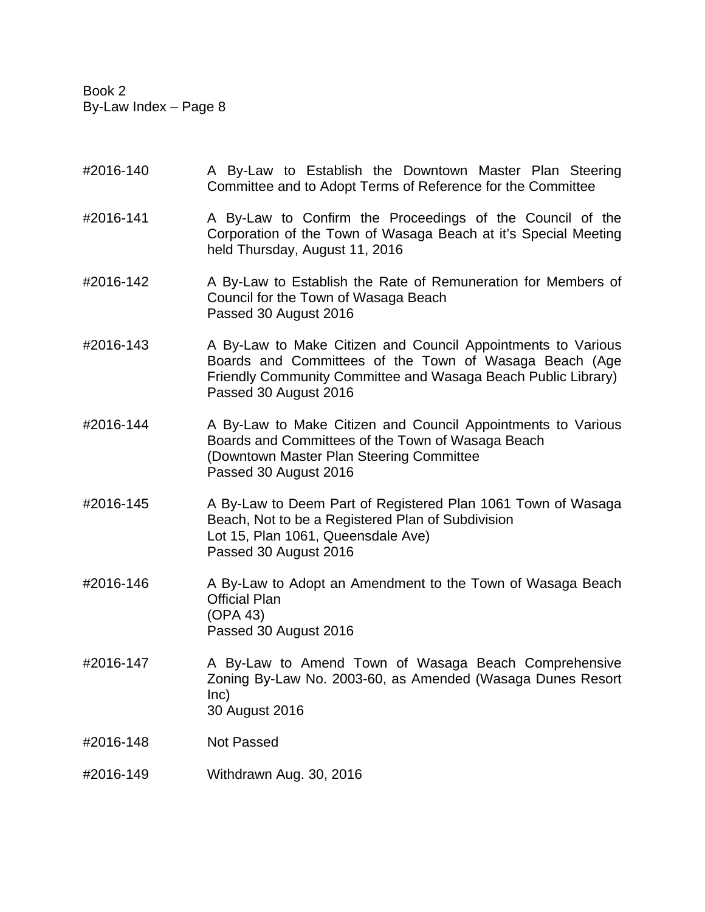Book 2
By-Law Index – Page 8

| | |
|---|---|
| #2016-140 | A By-Law to Establish the Downtown Master Plan Steering Committee and to Adopt Terms of Reference for the Committee |
| #2016-141 | A By-Law to Confirm the Proceedings of the Council of the Corporation of the Town of Wasaga Beach at it's Special Meeting held Thursday, August 11, 2016 |
| #2016-142 | A By-Law to Establish the Rate of Remuneration for Members of Council for the Town of Wasaga Beach<br>Passed 30 August 2016 |
| #2016-143 | A By-Law to Make Citizen and Council Appointments to Various Boards and Committees of the Town of Wasaga Beach (Age Friendly Community Committee and Wasaga Beach Public Library)<br>Passed 30 August 2016 |
| #2016-144 | A By-Law to Make Citizen and Council Appointments to Various Boards and Committees of the Town of Wasaga Beach<br>(Downtown Master Plan Steering Committee<br>Passed 30 August 2016 |
| #2016-145 | A By-Law to Deem Part of Registered Plan 1061 Town of Wasaga Beach, Not to be a Registered Plan of Subdivision<br>Lot 15, Plan 1061, Queensdale Ave)<br>Passed 30 August 2016 |
| #2016-146 | A By-Law to Adopt an Amendment to the Town of Wasaga Beach Official Plan<br>(OPA 43)<br>Passed 30 August 2016 |
| #2016-147 | A By-Law to Amend Town of Wasaga Beach Comprehensive Zoning By-Law No. 2003-60, as Amended (Wasaga Dunes Resort Inc)<br>30 August 2016 |
| #2016-148 | Not Passed |
| #2016-149 | Withdrawn Aug. 30, 2016 |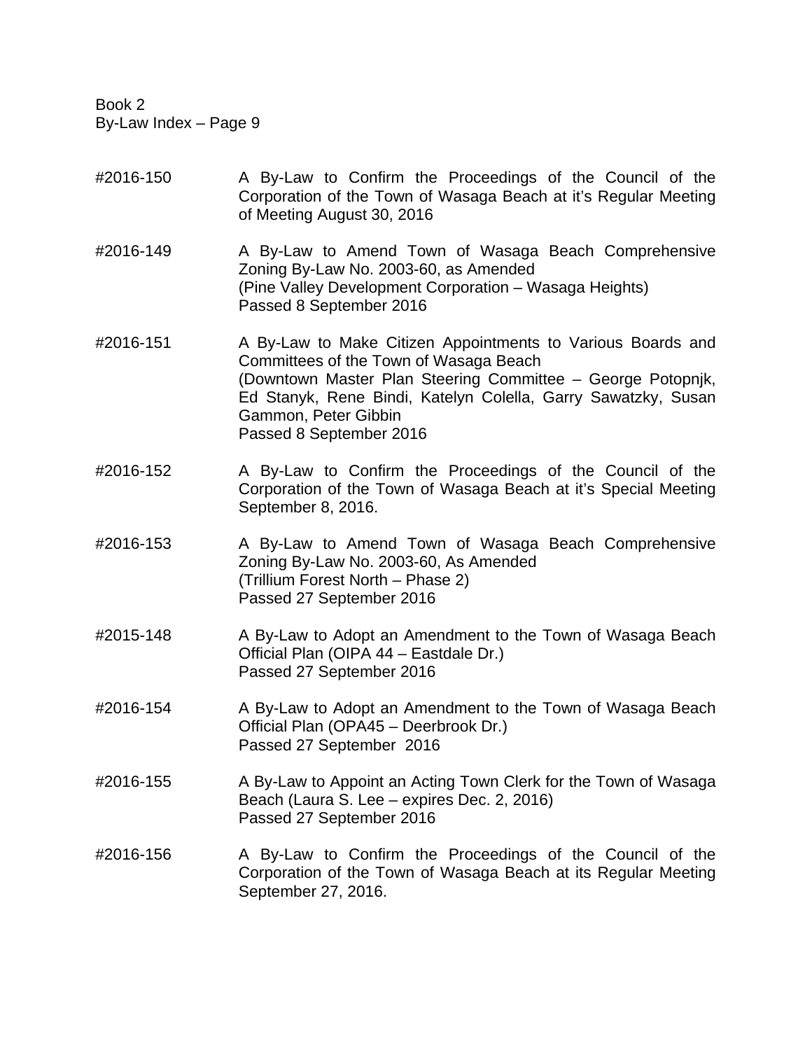Book 2
By-Law Index – Page 9

| | |
|---|---|
| #2016-150 | A By-Law to Confirm the Proceedings of the Council of the Corporation of the Town of Wasaga Beach at it's Regular Meeting of Meeting August 30, 2016 |
| #2016-149 | A By-Law to Amend Town of Wasaga Beach Comprehensive Zoning By-Law No. 2003-60, as Amended (Pine Valley Development Corporation – Wasaga Heights) Passed 8 September 2016 |
| #2016-151 | A By-Law to Make Citizen Appointments to Various Boards and Committees of the Town of Wasaga Beach (Downtown Master Plan Steering Committee – George Potopnjk, Ed Stanyk, Rene Bindi, Katelyn Colella, Garry Sawatzky, Susan Gammon, Peter Gibbin Passed 8 September 2016 |
| #2016-152 | A By-Law to Confirm the Proceedings of the Council of the Corporation of the Town of Wasaga Beach at it's Special Meeting September 8, 2016. |
| #2016-153 | A By-Law to Amend Town of Wasaga Beach Comprehensive Zoning By-Law No. 2003-60, As Amended (Trillium Forest North – Phase 2) Passed 27 September 2016 |
| #2015-148 | A By-Law to Adopt an Amendment to the Town of Wasaga Beach Official Plan (OIPA 44 – Eastdale Dr.) Passed 27 September 2016 |
| #2016-154 | A By-Law to Adopt an Amendment to the Town of Wasaga Beach Official Plan (OPA45 – Deerbrook Dr.) Passed 27 September 2016 |
| #2016-155 | A By-Law to Appoint an Acting Town Clerk for the Town of Wasaga Beach (Laura S. Lee – expires Dec. 2, 2016) Passed 27 September 2016 |
| #2016-156 | A By-Law to Confirm the Proceedings of the Council of the Corporation of the Town of Wasaga Beach at its Regular Meeting September 27, 2016. |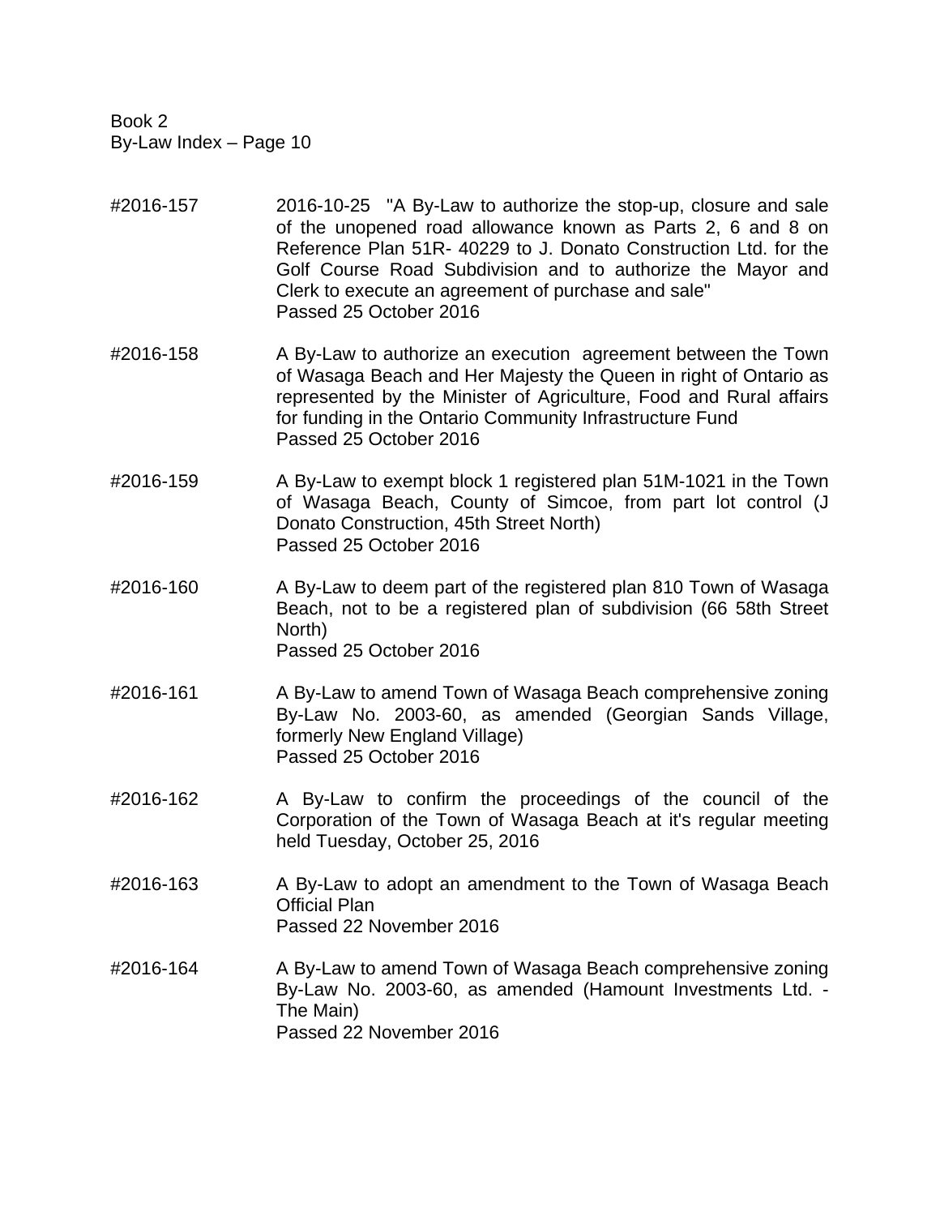Book 2
By-Law Index – Page 10

**#2016-157**

2016-10-25 "A By-Law to authorize the stop-up, closure and sale of the unopened road allowance known as Parts 2, 6 and 8 on Reference Plan 51R- 40229 to J. Donato Construction Ltd. for the Golf Course Road Subdivision and to authorize the Mayor and Clerk to execute an agreement of purchase and sale"
Passed 25 October 2016

**#2016-158**

A By-Law to authorize an execution agreement between the Town of Wasaga Beach and Her Majesty the Queen in right of Ontario as represented by the Minister of Agriculture, Food and Rural affairs for funding in the Ontario Community Infrastructure Fund
Passed 25 October 2016

**#2016-159**

A By-Law to exempt block 1 registered plan 51M-1021 in the Town of Wasaga Beach, County of Simcoe, from part lot control (J Donato Construction, 45th Street North)
Passed 25 October 2016

**#2016-160**

A By-Law to deem part of the registered plan 810 Town of Wasaga Beach, not to be a registered plan of subdivision (66 58th Street North)
Passed 25 October 2016

**#2016-161**

A By-Law to amend Town of Wasaga Beach comprehensive zoning By-Law No. 2003-60, as amended (Georgian Sands Village, formerly New England Village)
Passed 25 October 2016

**#2016-162**

A By-Law to confirm the proceedings of the council of the Corporation of the Town of Wasaga Beach at it's regular meeting held Tuesday, October 25, 2016

**#2016-163**

A By-Law to adopt an amendment to the Town of Wasaga Beach Official Plan
Passed 22 November 2016

**#2016-164**

A By-Law to amend Town of Wasaga Beach comprehensive zoning By-Law No. 2003-60, as amended (Hamount Investments Ltd. - The Main)
Passed 22 November 2016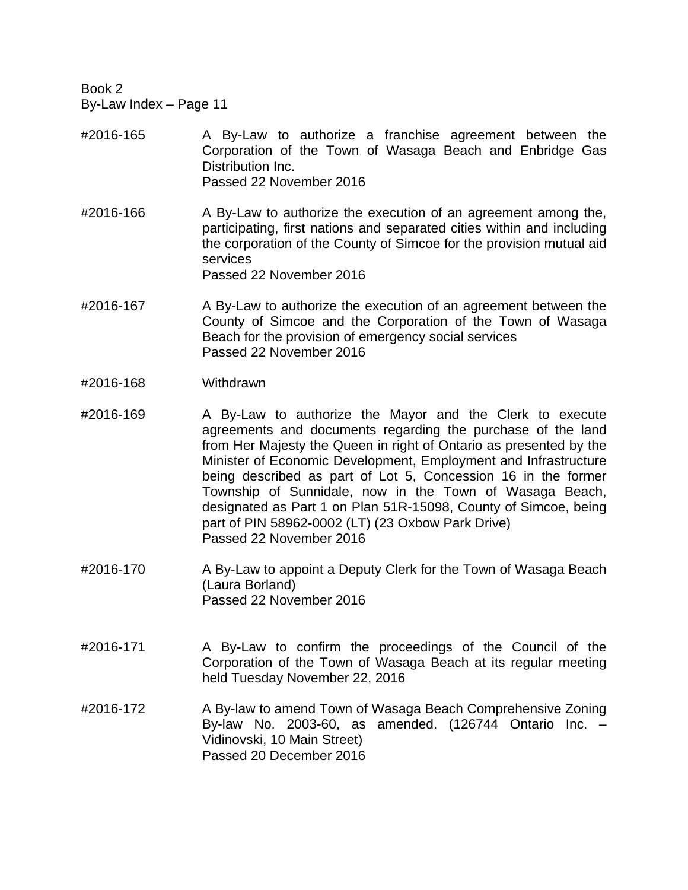Book 2
By-Law Index – Page 11

#2016-165 A By-Law to authorize a franchise agreement between the Corporation of the Town of Wasaga Beach and Enbridge Gas Distribution Inc.
Passed 22 November 2016

#2016-166 A By-Law to authorize the execution of an agreement among the, participating, first nations and separated cities within and including the corporation of the County of Simcoe for the provision mutual aid services
Passed 22 November 2016

#2016-167 A By-Law to authorize the execution of an agreement between the County of Simcoe and the Corporation of the Town of Wasaga Beach for the provision of emergency social services
Passed 22 November 2016

#2016-168 Withdrawn

#2016-169 A By-Law to authorize the Mayor and the Clerk to execute agreements and documents regarding the purchase of the land from Her Majesty the Queen in right of Ontario as presented by the Minister of Economic Development, Employment and Infrastructure being described as part of Lot 5, Concession 16 in the former Township of Sunnidale, now in the Town of Wasaga Beach, designated as Part 1 on Plan 51R-15098, County of Simcoe, being part of PIN 58962-0002 (LT) (23 Oxbow Park Drive)
Passed 22 November 2016

#2016-170 A By-Law to appoint a Deputy Clerk for the Town of Wasaga Beach (Laura Borland)
Passed 22 November 2016

#2016-171 A By-Law to confirm the proceedings of the Council of the Corporation of the Town of Wasaga Beach at its regular meeting held Tuesday November 22, 2016

#2016-172 A By-law to amend Town of Wasaga Beach Comprehensive Zoning By-law No. 2003-60, as amended. (126744 Ontario Inc. – Vidinovski, 10 Main Street)
Passed 20 December 2016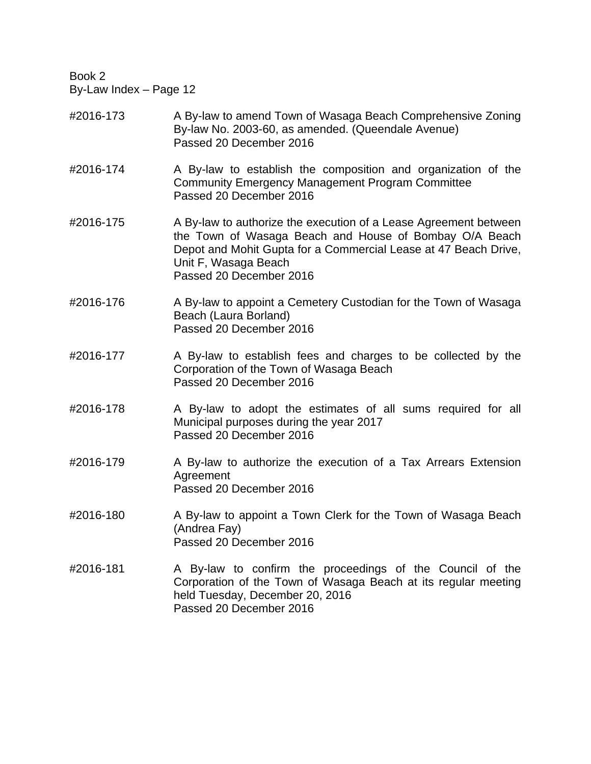Book 2
By-Law Index – Page 12

#2016-173 A By-law to amend Town of Wasaga Beach Comprehensive Zoning By-law No. 2003-60, as amended. (Queendale Avenue)
Passed 20 December 2016

#2016-174 A By-law to establish the composition and organization of the Community Emergency Management Program Committee
Passed 20 December 2016

#2016-175 A By-law to authorize the execution of a Lease Agreement between the Town of Wasaga Beach and House of Bombay O/A Beach Depot and Mohit Gupta for a Commercial Lease at 47 Beach Drive, Unit F, Wasaga Beach
Passed 20 December 2016

#2016-176 A By-law to appoint a Cemetery Custodian for the Town of Wasaga Beach (Laura Borland)
Passed 20 December 2016

#2016-177 A By-law to establish fees and charges to be collected by the Corporation of the Town of Wasaga Beach
Passed 20 December 2016

#2016-178 A By-law to adopt the estimates of all sums required for all Municipal purposes during the year 2017
Passed 20 December 2016

#2016-179 A By-law to authorize the execution of a Tax Arrears Extension Agreement
Passed 20 December 2016

#2016-180 A By-law to appoint a Town Clerk for the Town of Wasaga Beach (Andrea Fay)
Passed 20 December 2016

#2016-181 A By-law to confirm the proceedings of the Council of the Corporation of the Town of Wasaga Beach at its regular meeting held Tuesday, December 20, 2016
Passed 20 December 2016